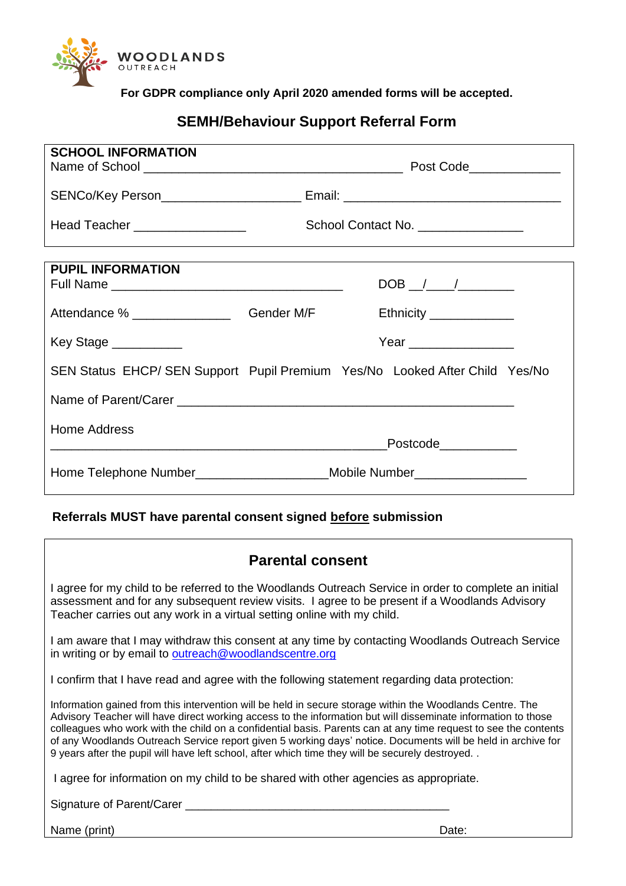WOODLANDS
OUTREACH

**For GDPR compliance only April 2020 amended forms will be accepted.**

## SEMH/Behaviour Support Referral Form

**SCHOOL INFORMATION**

Name of School ______________________________________ Post Code_____________

SENCo/Key Person____________________ Email: _______________________________

Head Teacher ________________ School Contact No. _______________

**PUPIL INFORMATION**

Full Name _________________________________ DOB __/____/________

Attendance % ______________ Gender M/F Ethnicity ____________

Key Stage __________ Year _______________

SEN Status EHCP/ SEN Support Pupil Premium Yes/No Looked After Child Yes/No

Name of Parent/Carer _________________________________________________

Home Address
_______________________________________________Postcode___________

Home Telephone Number___________________Mobile Number________________

**Referrals MUST have parental consent signed before submission**

### Parental consent

I agree for my child to be referred to the Woodlands Outreach Service in order to complete an initial assessment and for any subsequent review visits. I agree to be present if a Woodlands Advisory Teacher carries out any work in a virtual setting online with my child.

I am aware that I may withdraw this consent at any time by contacting Woodlands Outreach Service in writing or by email to outreach@woodlandscentre.org

I confirm that I have read and agree with the following statement regarding data protection:

Information gained from this intervention will be held in secure storage within the Woodlands Centre. The Advisory Teacher will have direct working access to the information but will disseminate information to those colleagues who work with the child on a confidential basis. Parents can at any time request to see the contents of any Woodlands Outreach Service report given 5 working days' notice. Documents will be held in archive for 9 years after the pupil will have left school, after which time they will be securely destroyed. .

I agree for information on my child to be shared with other agencies as appropriate.

Signature of Parent/Carer _________________________________________

Name (print) Date: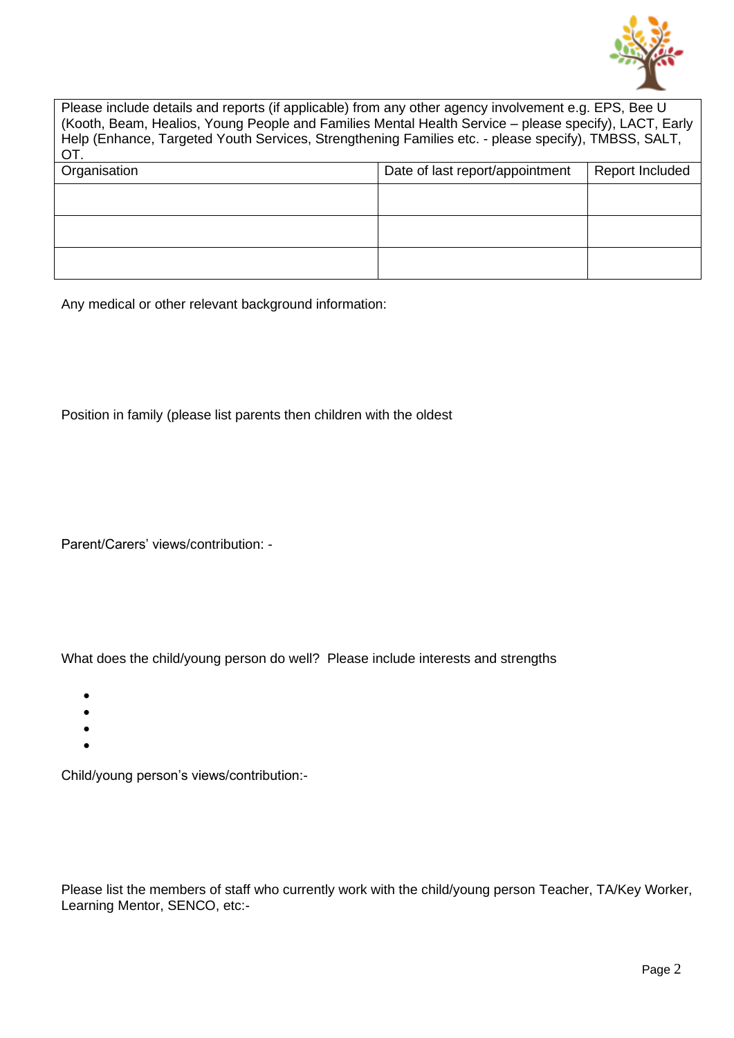| Please include details and reports (if applicable) from any other agency involvement e.g. EPS, Bee U (Kooth, Beam, Healios, Young People and Families Mental Health Service – please specify), LACT, Early Help (Enhance, Targeted Youth Services, Strengthening Families etc. - please specify), TMBSS, SALT, OT. | | |
|---|---|---|
| Organisation | Date of last report/appointment | Report Included |
| | | |
| | | |
| | | |

Any medical or other relevant background information:

Position in family (please list parents then children with the oldest

Parent/Carers' views/contribution: -

What does the child/young person do well? Please include interests and strengths

- 
- 
- 
- 

Child/young person's views/contribution:-

Please list the members of staff who currently work with the child/young person Teacher, TA/Key Worker, Learning Mentor, SENCO, etc:-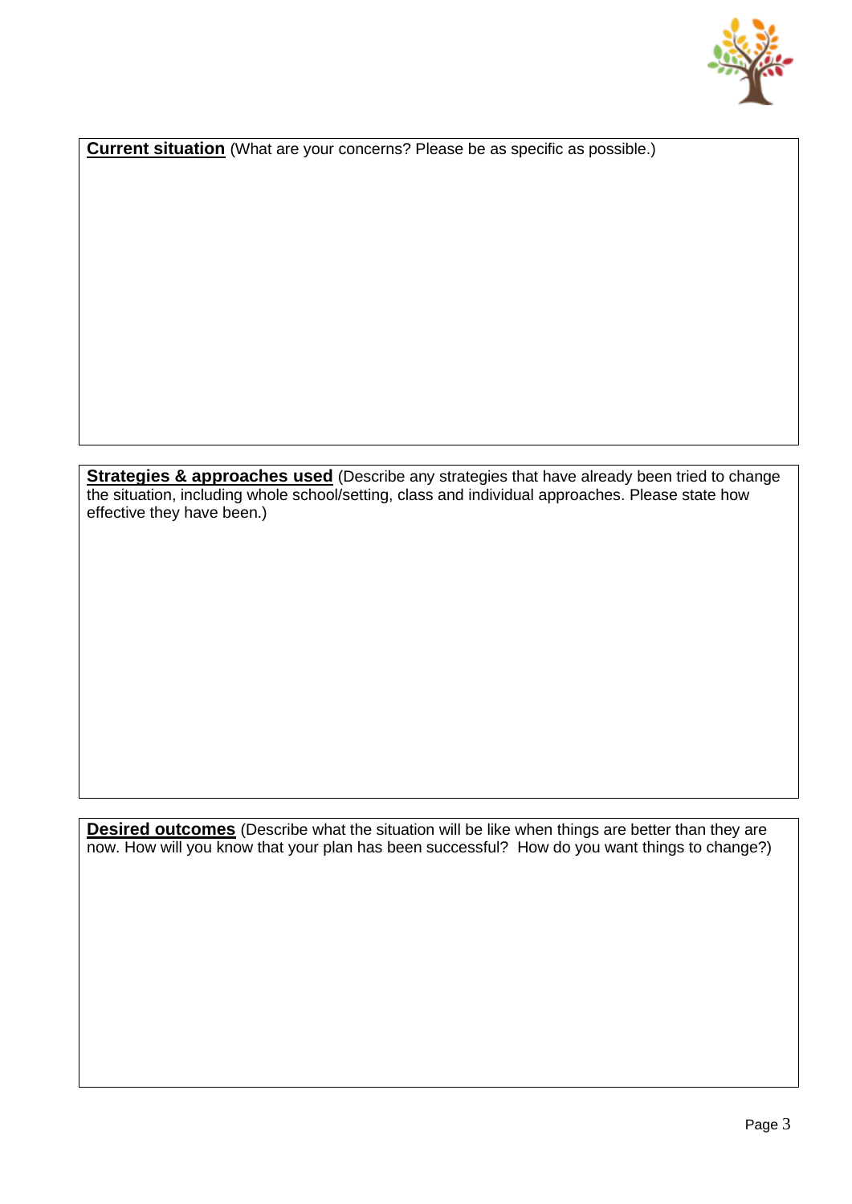**<u>Current situation</u>** (What are your concerns? Please be as specific as possible.)

**<u>Strategies & approaches used</u>** (Describe any strategies that have already been tried to change the situation, including whole school/setting, class and individual approaches. Please state how effective they have been.)

**<u>Desired outcomes</u>** (Describe what the situation will be like when things are better than they are now. How will you know that your plan has been successful? How do you want things to change?)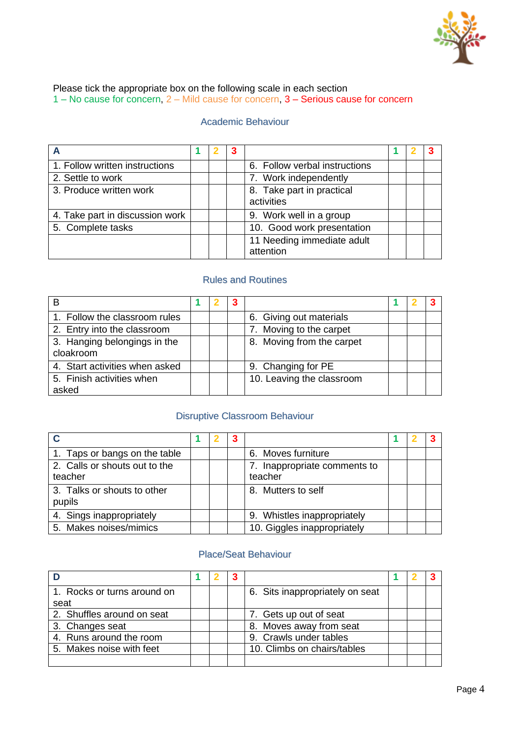Please tick the appropriate box on the following scale in each section
1 – No cause for concern, 2 – Mild cause for concern, 3 – Serious cause for concern

## Academic Behaviour

| A | 1 | 2 | 3 | | 1 | 2 | 3 |
|---|---|---|---|---|---|---|---|
| 1. Follow written instructions | | | | 6. Follow verbal instructions | | | |
| 2. Settle to work | | | | 7. Work independently | | | |
| 3. Produce written work | | | | 8. Take part in practical activities | | | |
| 4. Take part in discussion work | | | | 9. Work well in a group | | | |
| 5. Complete tasks | | | | 10. Good work presentation | | | |
| | | | | 11 Needing immediate adult attention | | | |

## Rules and Routines

| B | 1 | 2 | 3 | | 1 | 2 | 3 |
|---|---|---|---|---|---|---|---|
| 1. Follow the classroom rules | | | | 6. Giving out materials | | | |
| 2. Entry into the classroom | | | | 7. Moving to the carpet | | | |
| 3. Hanging belongings in the cloakroom | | | | 8. Moving from the carpet | | | |
| 4. Start activities when asked | | | | 9. Changing for PE | | | |
| 5. Finish activities when asked | | | | 10. Leaving the classroom | | | |

## Disruptive Classroom Behaviour

| C | 1 | 2 | 3 | | 1 | 2 | 3 |
|---|---|---|---|---|---|---|---|
| 1. Taps or bangs on the table | | | | 6. Moves furniture | | | |
| 2. Calls or shouts out to the teacher | | | | 7. Inappropriate comments to teacher | | | |
| 3. Talks or shouts to other pupils | | | | 8. Mutters to self | | | |
| 4. Sings inappropriately | | | | 9. Whistles inappropriately | | | |
| 5. Makes noises/mimics | | | | 10. Giggles inappropriately | | | |

## Place/Seat Behaviour

| D | 1 | 2 | 3 | | 1 | 2 | 3 |
|---|---|---|---|---|---|---|---|
| 1. Rocks or turns around on seat | | | | 6. Sits inappropriately on seat | | | |
| 2. Shuffles around on seat | | | | 7. Gets up out of seat | | | |
| 3. Changes seat | | | | 8. Moves away from seat | | | |
| 4. Runs around the room | | | | 9. Crawls under tables | | | |
| 5. Makes noise with feet | | | | 10. Climbs on chairs/tables | | | |
| | | | | | | | |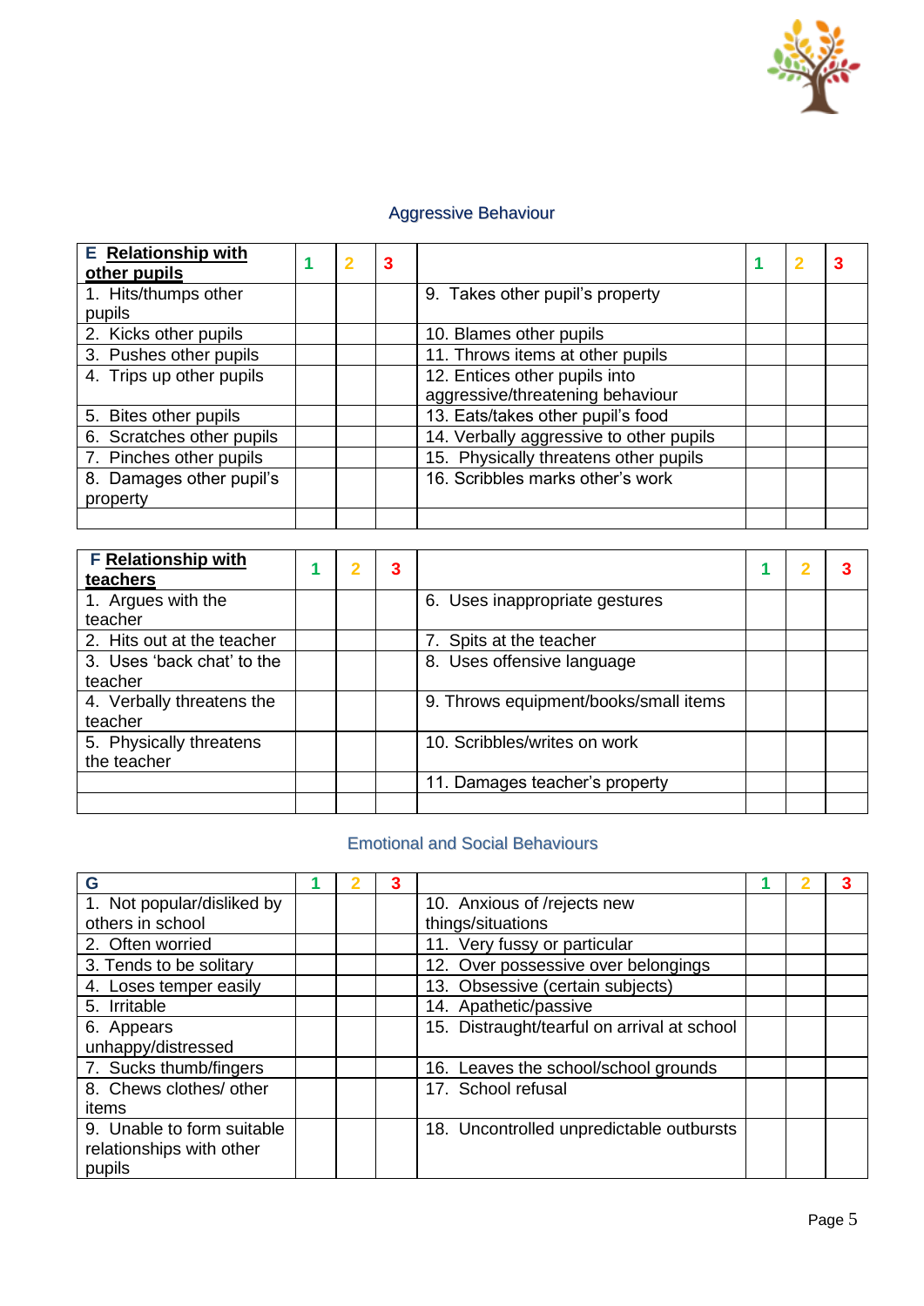## Aggressive Behaviour

| E **Relationship with other pupils** | 1 | 2 | 3 | | 1 | 2 | 3 |
|---|---|---|---|---|---|---|---|
| 1. Hits/thumps other pupils | | | | 9. Takes other pupil's property | | | |
| 2. Kicks other pupils | | | | 10. Blames other pupils | | | |
| 3. Pushes other pupils | | | | 11. Throws items at other pupils | | | |
| 4. Trips up other pupils | | | | 12. Entices other pupils into aggressive/threatening behaviour | | | |
| 5. Bites other pupils | | | | 13. Eats/takes other pupil's food | | | |
| 6. Scratches other pupils | | | | 14. Verbally aggressive to other pupils | | | |
| 7. Pinches other pupils | | | | 15. Physically threatens other pupils | | | |
| 8. Damages other pupil's property | | | | 16. Scribbles marks other's work | | | |
| | | | | | | | |

| F **Relationship with teachers** | 1 | 2 | 3 | | 1 | 2 | 3 |
|---|---|---|---|---|---|---|---|
| 1. Argues with the teacher | | | | 6. Uses inappropriate gestures | | | |
| 2. Hits out at the teacher | | | | 7. Spits at the teacher | | | |
| 3. Uses 'back chat' to the teacher | | | | 8. Uses offensive language | | | |
| 4. Verbally threatens the teacher | | | | 9. Throws equipment/books/small items | | | |
| 5. Physically threatens the teacher | | | | 10. Scribbles/writes on work | | | |
| | | | | 11. Damages teacher's property | | | |
| | | | | | | | |

## Emotional and Social Behaviours

| G | 1 | 2 | 3 | | 1 | 2 | 3 |
|---|---|---|---|---|---|---|---|
| 1. Not popular/disliked by others in school | | | | 10. Anxious of /rejects new things/situations | | | |
| 2. Often worried | | | | 11. Very fussy or particular | | | |
| 3. Tends to be solitary | | | | 12. Over possessive over belongings | | | |
| 4. Loses temper easily | | | | 13. Obsessive (certain subjects) | | | |
| 5. Irritable | | | | 14. Apathetic/passive | | | |
| 6. Appears unhappy/distressed | | | | 15. Distraught/tearful on arrival at school | | | |
| 7. Sucks thumb/fingers | | | | 16. Leaves the school/school grounds | | | |
| 8. Chews clothes/ other items | | | | 17. School refusal | | | |
| 9. Unable to form suitable relationships with other pupils | | | | 18. Uncontrolled unpredictable outbursts | | | |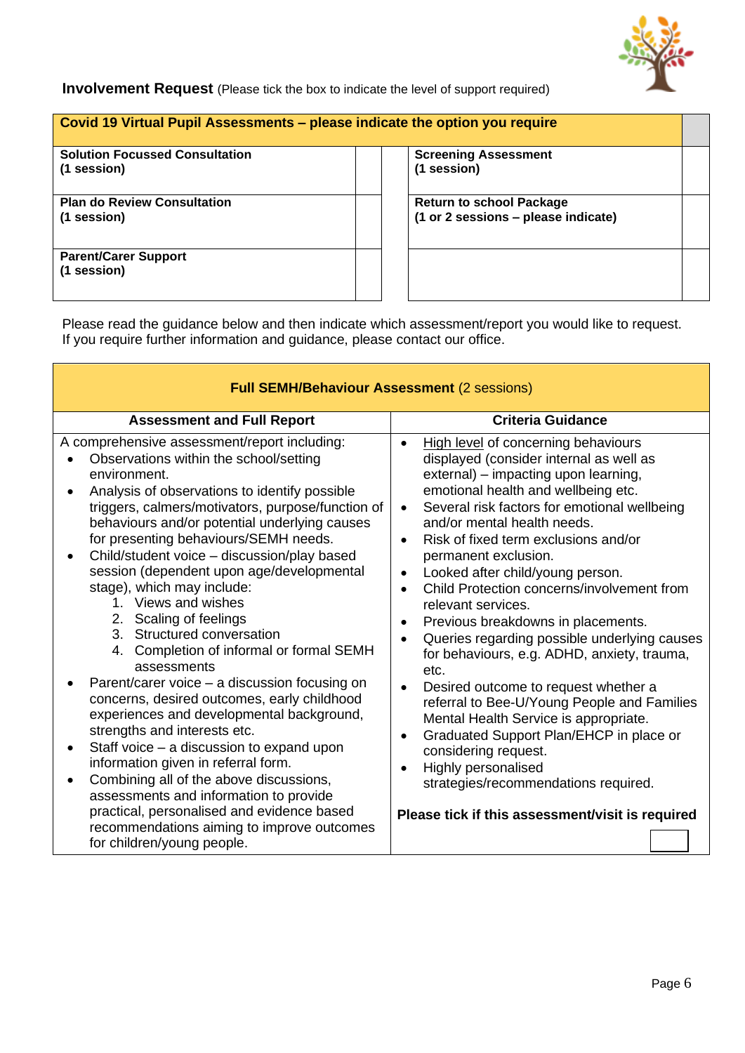**Involvement Request** (Please tick the box to indicate the level of support required)

| Covid 19 Virtual Pupil Assessments – please indicate the option you require | | | |
|---|---|---|---|
| **Solution Focussed Consultation (1 session)** | | **Screening Assessment (1 session)** | |
| **Plan do Review Consultation (1 session)** | | **Return to school Package (1 or 2 sessions – please indicate)** | |
| **Parent/Carer Support (1 session)** | | | |

Please read the guidance below and then indicate which assessment/report you would like to request.
If you require further information and guidance, please contact our office.

| **Full SEMH/Behaviour Assessment** (2 sessions) | |
|---|---|
| **Assessment and Full Report** | **Criteria Guidance** |
| A comprehensive assessment/report including:<br>• Observations within the school/setting environment.<br>• Analysis of observations to identify possible triggers, calmers/motivators, purpose/function of behaviours and/or potential underlying causes for presenting behaviours/SEMH needs.<br>• Child/student voice – discussion/play based session (dependent upon age/developmental stage), which may include:<br>&nbsp;&nbsp;1. Views and wishes<br>&nbsp;&nbsp;2. Scaling of feelings<br>&nbsp;&nbsp;3. Structured conversation<br>&nbsp;&nbsp;4. Completion of informal or formal SEMH assessments<br>• Parent/carer voice – a discussion focusing on concerns, desired outcomes, early childhood experiences and developmental background, strengths and interests etc.<br>• Staff voice – a discussion to expand upon information given in referral form.<br>• Combining all of the above discussions, assessments and information to provide practical, personalised and evidence based recommendations aiming to improve outcomes for children/young people. | • High level of concerning behaviours displayed (consider internal as well as external) – impacting upon learning, emotional health and wellbeing etc.<br>• Several risk factors for emotional wellbeing and/or mental health needs.<br>• Risk of fixed term exclusions and/or permanent exclusion.<br>• Looked after child/young person.<br>• Child Protection concerns/involvement from relevant services.<br>• Previous breakdowns in placements.<br>• Queries regarding possible underlying causes for behaviours, e.g. ADHD, anxiety, trauma, etc.<br>• Desired outcome to request whether a referral to Bee-U/Young People and Families Mental Health Service is appropriate.<br>• Graduated Support Plan/EHCP in place or considering request.<br>• Highly personalised strategies/recommendations required.<br><br>**Please tick if this assessment/visit is required** ☐ |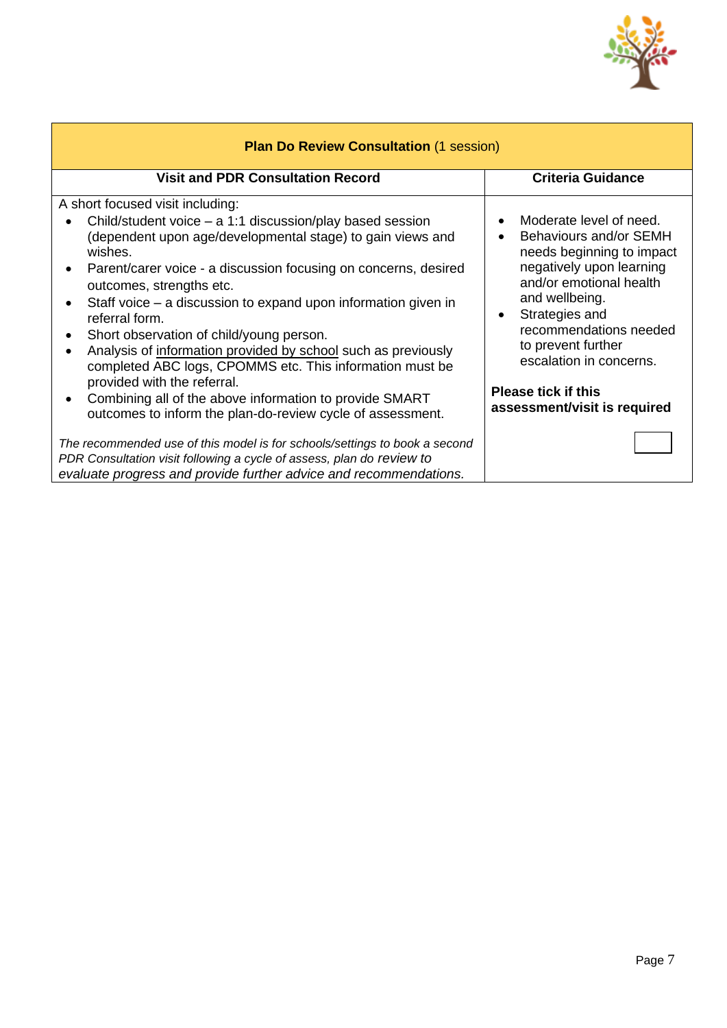| **Plan Do Review Consultation** (1 session) | |
|---|---|
| **Visit and PDR Consultation Record** | **Criteria Guidance** |
| A short focused visit including:<br>• Child/student voice – a 1:1 discussion/play based session (dependent upon age/developmental stage) to gain views and wishes.<br>• Parent/carer voice - a discussion focusing on concerns, desired outcomes, strengths etc.<br>• Staff voice – a discussion to expand upon information given in referral form.<br>• Short observation of child/young person.<br>• Analysis of <u>information provided by school</u> such as previously completed ABC logs, CPOMMS etc. This information must be provided with the referral.<br>• Combining all of the above information to provide SMART outcomes to inform the plan-do-review cycle of assessment.<br><br>*The recommended use of this model is for schools/settings to book a second PDR Consultation visit following a cycle of assess, plan do review to evaluate progress and provide further advice and recommendations.* | • Moderate level of need.<br>• Behaviours and/or SEMH needs beginning to impact negatively upon learning and/or emotional health and wellbeing.<br>• Strategies and recommendations needed to prevent further escalation in concerns.<br><br>**Please tick if this assessment/visit is required**<br><br>☐ |